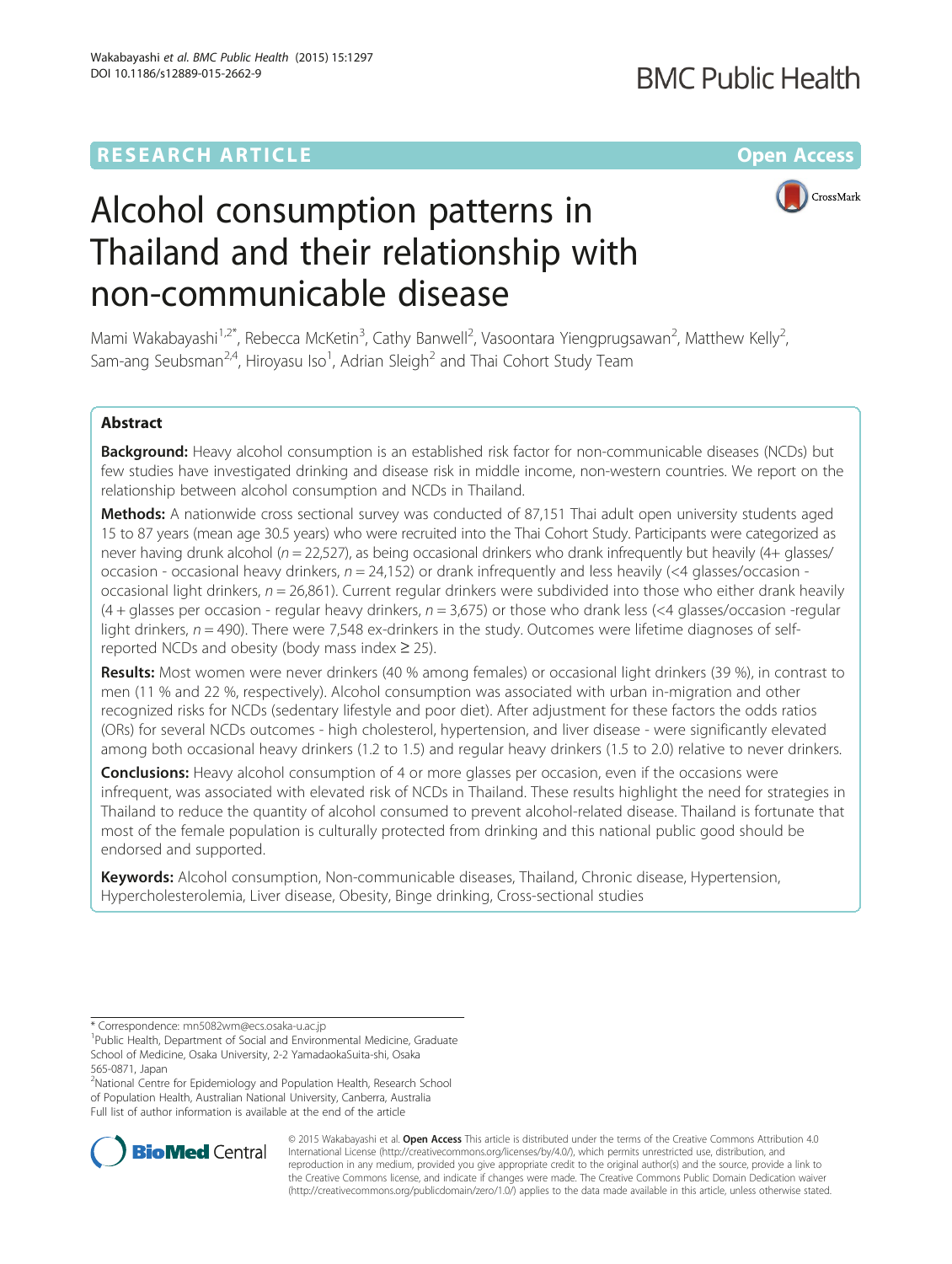RESEARCH ARTICLE

Open Access

# Alcohol consumption patterns in Thailand and their relationship with non-communicable disease

Mami Wakabayashi[1,2*], Rebecca McKetin[3], Cathy Banwell[2], Vasoontara Yiengprugsawan[2], Matthew Kelly[2], Sam-ang Seubsman[2,4], Hiroyasu Iso[1], Adrian Sleigh[2] and Thai Cohort Study Team

## Abstract

**Background:** Heavy alcohol consumption is an established risk factor for non-communicable diseases (NCDs) but few studies have investigated drinking and disease risk in middle income, non-western countries. We report on the relationship between alcohol consumption and NCDs in Thailand.

**Methods:** A nationwide cross sectional survey was conducted of 87,151 Thai adult open university students aged 15 to 87 years (mean age 30.5 years) who were recruited into the Thai Cohort Study. Participants were categorized as never having drunk alcohol (*n* = 22,527), as being occasional drinkers who drank infrequently but heavily (4+ glasses/occasion - occasional heavy drinkers, *n* = 24,152) or drank infrequently and less heavily (<4 glasses/occasion - occasional light drinkers, *n* = 26,861). Current regular drinkers were subdivided into those who either drank heavily (4 + glasses per occasion - regular heavy drinkers, *n* = 3,675) or those who drank less (<4 glasses/occasion -regular light drinkers, *n* = 490). There were 7,548 ex-drinkers in the study. Outcomes were lifetime diagnoses of self-reported NCDs and obesity (body mass index ≥ 25).

**Results:** Most women were never drinkers (40 % among females) or occasional light drinkers (39 %), in contrast to men (11 % and 22 %, respectively). Alcohol consumption was associated with urban in-migration and other recognized risks for NCDs (sedentary lifestyle and poor diet). After adjustment for these factors the odds ratios (ORs) for several NCDs outcomes - high cholesterol, hypertension, and liver disease - were significantly elevated among both occasional heavy drinkers (1.2 to 1.5) and regular heavy drinkers (1.5 to 2.0) relative to never drinkers.

**Conclusions:** Heavy alcohol consumption of 4 or more glasses per occasion, even if the occasions were infrequent, was associated with elevated risk of NCDs in Thailand. These results highlight the need for strategies in Thailand to reduce the quantity of alcohol consumed to prevent alcohol-related disease. Thailand is fortunate that most of the female population is culturally protected from drinking and this national public good should be endorsed and supported.

**Keywords:** Alcohol consumption, Non-communicable diseases, Thailand, Chronic disease, Hypertension, Hypercholesterolemia, Liver disease, Obesity, Binge drinking, Cross-sectional studies

\* Correspondence: mn5082wm@ecs.osaka-u.ac.jp
[1]Public Health, Department of Social and Environmental Medicine, Graduate School of Medicine, Osaka University, 2-2 YamadaokaSuita-shi, Osaka 565-0871, Japan
[2]National Centre for Epidemiology and Population Health, Research School of Population Health, Australian National University, Canberra, Australia
Full list of author information is available at the end of the article

© 2015 Wakabayashi et al. **Open Access** This article is distributed under the terms of the Creative Commons Attribution 4.0 International License (http://creativecommons.org/licenses/by/4.0/), which permits unrestricted use, distribution, and reproduction in any medium, provided you give appropriate credit to the original author(s) and the source, provide a link to the Creative Commons license, and indicate if changes were made. The Creative Commons Public Domain Dedication waiver (http://creativecommons.org/publicdomain/zero/1.0/) applies to the data made available in this article, unless otherwise stated.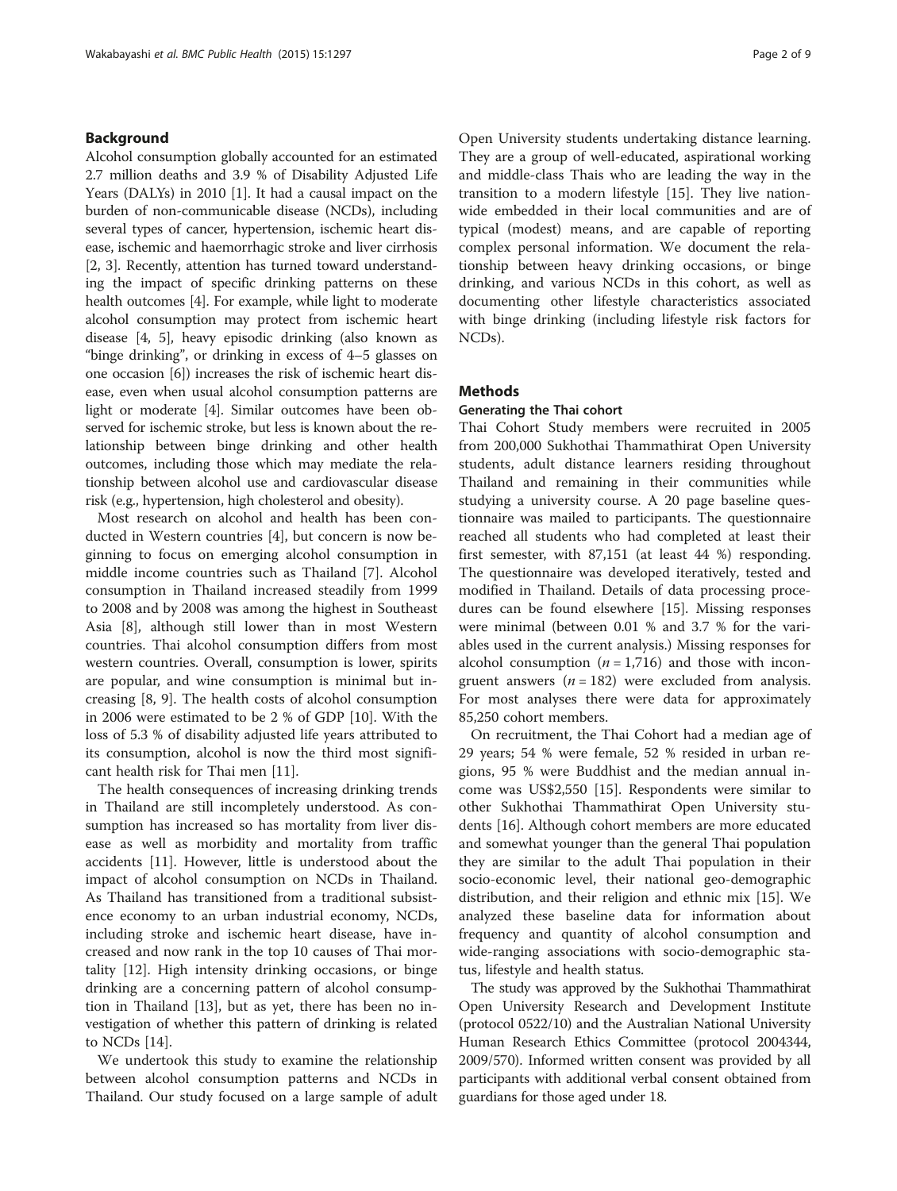## Background

Alcohol consumption globally accounted for an estimated 2.7 million deaths and 3.9 % of Disability Adjusted Life Years (DALYs) in 2010 [1]. It had a causal impact on the burden of non-communicable disease (NCDs), including several types of cancer, hypertension, ischemic heart disease, ischemic and haemorrhagic stroke and liver cirrhosis [2, 3]. Recently, attention has turned toward understanding the impact of specific drinking patterns on these health outcomes [4]. For example, while light to moderate alcohol consumption may protect from ischemic heart disease [4, 5], heavy episodic drinking (also known as "binge drinking", or drinking in excess of 4–5 glasses on one occasion [6]) increases the risk of ischemic heart disease, even when usual alcohol consumption patterns are light or moderate [4]. Similar outcomes have been observed for ischemic stroke, but less is known about the relationship between binge drinking and other health outcomes, including those which may mediate the relationship between alcohol use and cardiovascular disease risk (e.g., hypertension, high cholesterol and obesity).

Most research on alcohol and health has been conducted in Western countries [4], but concern is now beginning to focus on emerging alcohol consumption in middle income countries such as Thailand [7]. Alcohol consumption in Thailand increased steadily from 1999 to 2008 and by 2008 was among the highest in Southeast Asia [8], although still lower than in most Western countries. Thai alcohol consumption differs from most western countries. Overall, consumption is lower, spirits are popular, and wine consumption is minimal but increasing [8, 9]. The health costs of alcohol consumption in 2006 were estimated to be 2 % of GDP [10]. With the loss of 5.3 % of disability adjusted life years attributed to its consumption, alcohol is now the third most significant health risk for Thai men [11].

The health consequences of increasing drinking trends in Thailand are still incompletely understood. As consumption has increased so has mortality from liver disease as well as morbidity and mortality from traffic accidents [11]. However, little is understood about the impact of alcohol consumption on NCDs in Thailand. As Thailand has transitioned from a traditional subsistence economy to an urban industrial economy, NCDs, including stroke and ischemic heart disease, have increased and now rank in the top 10 causes of Thai mortality [12]. High intensity drinking occasions, or binge drinking are a concerning pattern of alcohol consumption in Thailand [13], but as yet, there has been no investigation of whether this pattern of drinking is related to NCDs [14].

We undertook this study to examine the relationship between alcohol consumption patterns and NCDs in Thailand. Our study focused on a large sample of adult Open University students undertaking distance learning. They are a group of well-educated, aspirational working and middle-class Thais who are leading the way in the transition to a modern lifestyle [15]. They live nationwide embedded in their local communities and are of typical (modest) means, and are capable of reporting complex personal information. We document the relationship between heavy drinking occasions, or binge drinking, and various NCDs in this cohort, as well as documenting other lifestyle characteristics associated with binge drinking (including lifestyle risk factors for NCDs).

## Methods

### Generating the Thai cohort

Thai Cohort Study members were recruited in 2005 from 200,000 Sukhothai Thammathirat Open University students, adult distance learners residing throughout Thailand and remaining in their communities while studying a university course. A 20 page baseline questionnaire was mailed to participants. The questionnaire reached all students who had completed at least their first semester, with 87,151 (at least 44 %) responding. The questionnaire was developed iteratively, tested and modified in Thailand. Details of data processing procedures can be found elsewhere [15]. Missing responses were minimal (between 0.01 % and 3.7 % for the variables used in the current analysis.) Missing responses for alcohol consumption ($n = 1,716$) and those with incongruent answers ($n = 182$) were excluded from analysis. For most analyses there were data for approximately 85,250 cohort members.

On recruitment, the Thai Cohort had a median age of 29 years; 54 % were female, 52 % resided in urban regions, 95 % were Buddhist and the median annual income was US$2,550 [15]. Respondents were similar to other Sukhothai Thammathirat Open University students [16]. Although cohort members are more educated and somewhat younger than the general Thai population they are similar to the adult Thai population in their socio-economic level, their national geo-demographic distribution, and their religion and ethnic mix [15]. We analyzed these baseline data for information about frequency and quantity of alcohol consumption and wide-ranging associations with socio-demographic status, lifestyle and health status.

The study was approved by the Sukhothai Thammathirat Open University Research and Development Institute (protocol 0522/10) and the Australian National University Human Research Ethics Committee (protocol 2004344, 2009/570). Informed written consent was provided by all participants with additional verbal consent obtained from guardians for those aged under 18.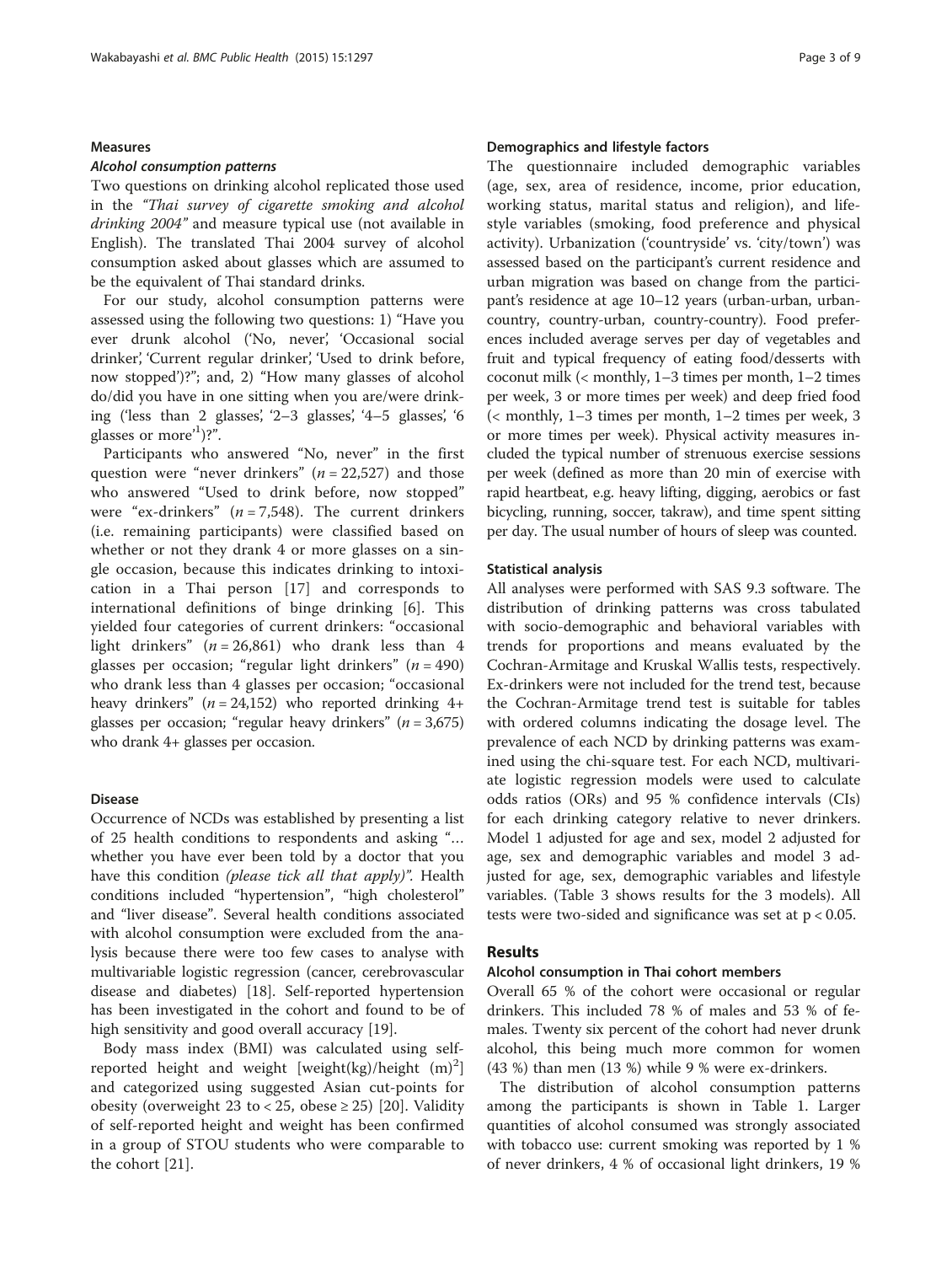### Measures

#### *Alcohol consumption patterns*

Two questions on drinking alcohol replicated those used in the *"Thai survey of cigarette smoking and alcohol drinking 2004"* and measure typical use (not available in English). The translated Thai 2004 survey of alcohol consumption asked about glasses which are assumed to be the equivalent of Thai standard drinks.

For our study, alcohol consumption patterns were assessed using the following two questions: 1) "Have you ever drunk alcohol ('No, never', 'Occasional social drinker', 'Current regular drinker', 'Used to drink before, now stopped')?"; and, 2) "How many glasses of alcohol do/did you have in one sitting when you are/were drinking ('less than 2 glasses', '2–3 glasses', '4–5 glasses', '6 glasses or more'[1])?".

Participants who answered "No, never" in the first question were "never drinkers" ($n = 22{,}527$) and those who answered "Used to drink before, now stopped" were "ex-drinkers" ($n = 7{,}548$). The current drinkers (i.e. remaining participants) were classified based on whether or not they drank 4 or more glasses on a single occasion, because this indicates drinking to intoxication in a Thai person [17] and corresponds to international definitions of binge drinking [6]. This yielded four categories of current drinkers: "occasional light drinkers" ($n = 26{,}861$) who drank less than 4 glasses per occasion; "regular light drinkers" ($n = 490$) who drank less than 4 glasses per occasion; "occasional heavy drinkers" ($n = 24{,}152$) who reported drinking 4+ glasses per occasion; "regular heavy drinkers" ($n = 3{,}675$) who drank 4+ glasses per occasion.

#### Disease

Occurrence of NCDs was established by presenting a list of 25 health conditions to respondents and asking "… whether you have ever been told by a doctor that you have this condition *(please tick all that apply)"*. Health conditions included "hypertension", "high cholesterol" and "liver disease". Several health conditions associated with alcohol consumption were excluded from the analysis because there were too few cases to analyse with multivariable logistic regression (cancer, cerebrovascular disease and diabetes) [18]. Self-reported hypertension has been investigated in the cohort and found to be of high sensitivity and good overall accuracy [19].

Body mass index (BMI) was calculated using self-reported height and weight [weight(kg)/height $(\mathrm{m})^2$] and categorized using suggested Asian cut-points for obesity (overweight 23 to < 25, obese ≥ 25) [20]. Validity of self-reported height and weight has been confirmed in a group of STOU students who were comparable to the cohort [21].

#### Demographics and lifestyle factors

The questionnaire included demographic variables (age, sex, area of residence, income, prior education, working status, marital status and religion), and lifestyle variables (smoking, food preference and physical activity). Urbanization ('countryside' vs. 'city/town') was assessed based on the participant's current residence and urban migration was based on change from the participant's residence at age 10–12 years (urban-urban, urban-country, country-urban, country-country). Food preferences included average serves per day of vegetables and fruit and typical frequency of eating food/desserts with coconut milk (< monthly, 1–3 times per month, 1–2 times per week, 3 or more times per week) and deep fried food (< monthly, 1–3 times per month, 1–2 times per week, 3 or more times per week). Physical activity measures included the typical number of strenuous exercise sessions per week (defined as more than 20 min of exercise with rapid heartbeat, e.g. heavy lifting, digging, aerobics or fast bicycling, running, soccer, takraw), and time spent sitting per day. The usual number of hours of sleep was counted.

### Statistical analysis

All analyses were performed with SAS 9.3 software. The distribution of drinking patterns was cross tabulated with socio-demographic and behavioral variables with trends for proportions and means evaluated by the Cochran-Armitage and Kruskal Wallis tests, respectively. Ex-drinkers were not included for the trend test, because the Cochran-Armitage trend test is suitable for tables with ordered columns indicating the dosage level. The prevalence of each NCD by drinking patterns was examined using the chi-square test. For each NCD, multivariate logistic regression models were used to calculate odds ratios (ORs) and 95 % confidence intervals (CIs) for each drinking category relative to never drinkers. Model 1 adjusted for age and sex, model 2 adjusted for age, sex and demographic variables and model 3 adjusted for age, sex, demographic variables and lifestyle variables. (Table 3 shows results for the 3 models). All tests were two-sided and significance was set at $p < 0.05$.

## Results

### Alcohol consumption in Thai cohort members

Overall 65 % of the cohort were occasional or regular drinkers. This included 78 % of males and 53 % of females. Twenty six percent of the cohort had never drunk alcohol, this being much more common for women (43 %) than men (13 %) while 9 % were ex-drinkers.

The distribution of alcohol consumption patterns among the participants is shown in Table 1. Larger quantities of alcohol consumed was strongly associated with tobacco use: current smoking was reported by 1 % of never drinkers, 4 % of occasional light drinkers, 19 %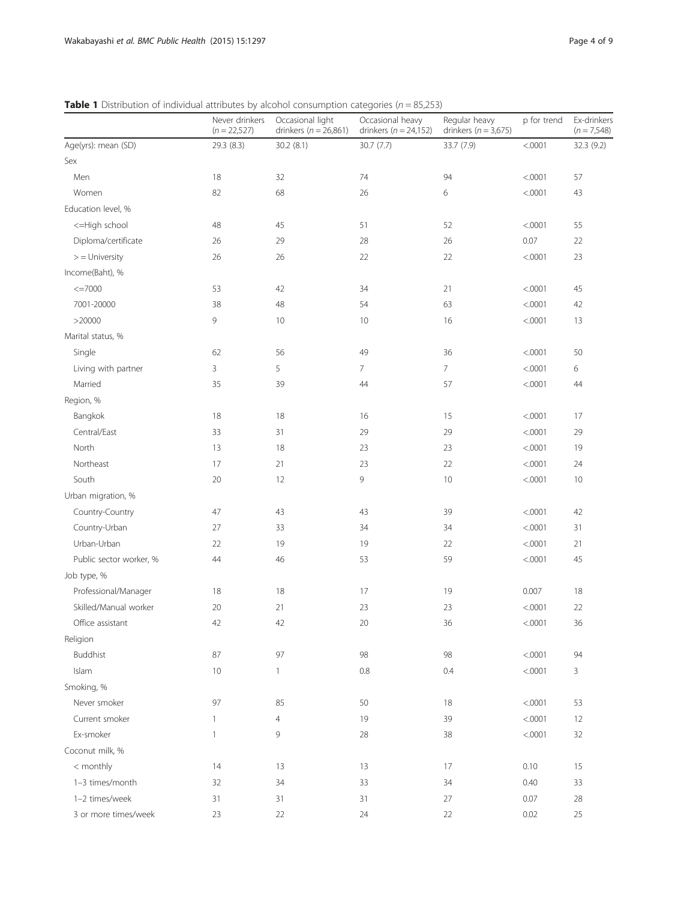**Table 1** Distribution of individual attributes by alcohol consumption categories ($n = 85,253$)

| | Never drinkers ($n = 22,527$) | Occasional light drinkers ($n = 26,861$) | Occasional heavy drinkers ($n = 24,152$) | Regular heavy drinkers ($n = 3,675$) | p for trend | Ex-drinkers ($n = 7,548$) |
|---|---|---|---|---|---|---|
| Age(yrs): mean (SD) | 29.3 (8.3) | 30.2 (8.1) | 30.7 (7.7) | 33.7 (7.9) | <.0001 | 32.3 (9.2) |
| Sex | | | | | | |
| Men | 18 | 32 | 74 | 94 | <.0001 | 57 |
| Women | 82 | 68 | 26 | 6 | <.0001 | 43 |
| Education level, % | | | | | | |
| <=High school | 48 | 45 | 51 | 52 | <.0001 | 55 |
| Diploma/certificate | 26 | 29 | 28 | 26 | 0.07 | 22 |
| > = University | 26 | 26 | 22 | 22 | <.0001 | 23 |
| Income(Baht), % | | | | | | |
| <=7000 | 53 | 42 | 34 | 21 | <.0001 | 45 |
| 7001-20000 | 38 | 48 | 54 | 63 | <.0001 | 42 |
| >20000 | 9 | 10 | 10 | 16 | <.0001 | 13 |
| Marital status, % | | | | | | |
| Single | 62 | 56 | 49 | 36 | <.0001 | 50 |
| Living with partner | 3 | 5 | 7 | 7 | <.0001 | 6 |
| Married | 35 | 39 | 44 | 57 | <.0001 | 44 |
| Region, % | | | | | | |
| Bangkok | 18 | 18 | 16 | 15 | <.0001 | 17 |
| Central/East | 33 | 31 | 29 | 29 | <.0001 | 29 |
| North | 13 | 18 | 23 | 23 | <.0001 | 19 |
| Northeast | 17 | 21 | 23 | 22 | <.0001 | 24 |
| South | 20 | 12 | 9 | 10 | <.0001 | 10 |
| Urban migration, % | | | | | | |
| Country-Country | 47 | 43 | 43 | 39 | <.0001 | 42 |
| Country-Urban | 27 | 33 | 34 | 34 | <.0001 | 31 |
| Urban-Urban | 22 | 19 | 19 | 22 | <.0001 | 21 |
| Public sector worker, % | 44 | 46 | 53 | 59 | <.0001 | 45 |
| Job type, % | | | | | | |
| Professional/Manager | 18 | 18 | 17 | 19 | 0.007 | 18 |
| Skilled/Manual worker | 20 | 21 | 23 | 23 | <.0001 | 22 |
| Office assistant | 42 | 42 | 20 | 36 | <.0001 | 36 |
| Religion | | | | | | |
| Buddhist | 87 | 97 | 98 | 98 | <.0001 | 94 |
| Islam | 10 | 1 | 0.8 | 0.4 | <.0001 | 3 |
| Smoking, % | | | | | | |
| Never smoker | 97 | 85 | 50 | 18 | <.0001 | 53 |
| Current smoker | 1 | 4 | 19 | 39 | <.0001 | 12 |
| Ex-smoker | 1 | 9 | 28 | 38 | <.0001 | 32 |
| Coconut milk, % | | | | | | |
| < monthly | 14 | 13 | 13 | 17 | 0.10 | 15 |
| 1–3 times/month | 32 | 34 | 33 | 34 | 0.40 | 33 |
| 1–2 times/week | 31 | 31 | 31 | 27 | 0.07 | 28 |
| 3 or more times/week | 23 | 22 | 24 | 22 | 0.02 | 25 |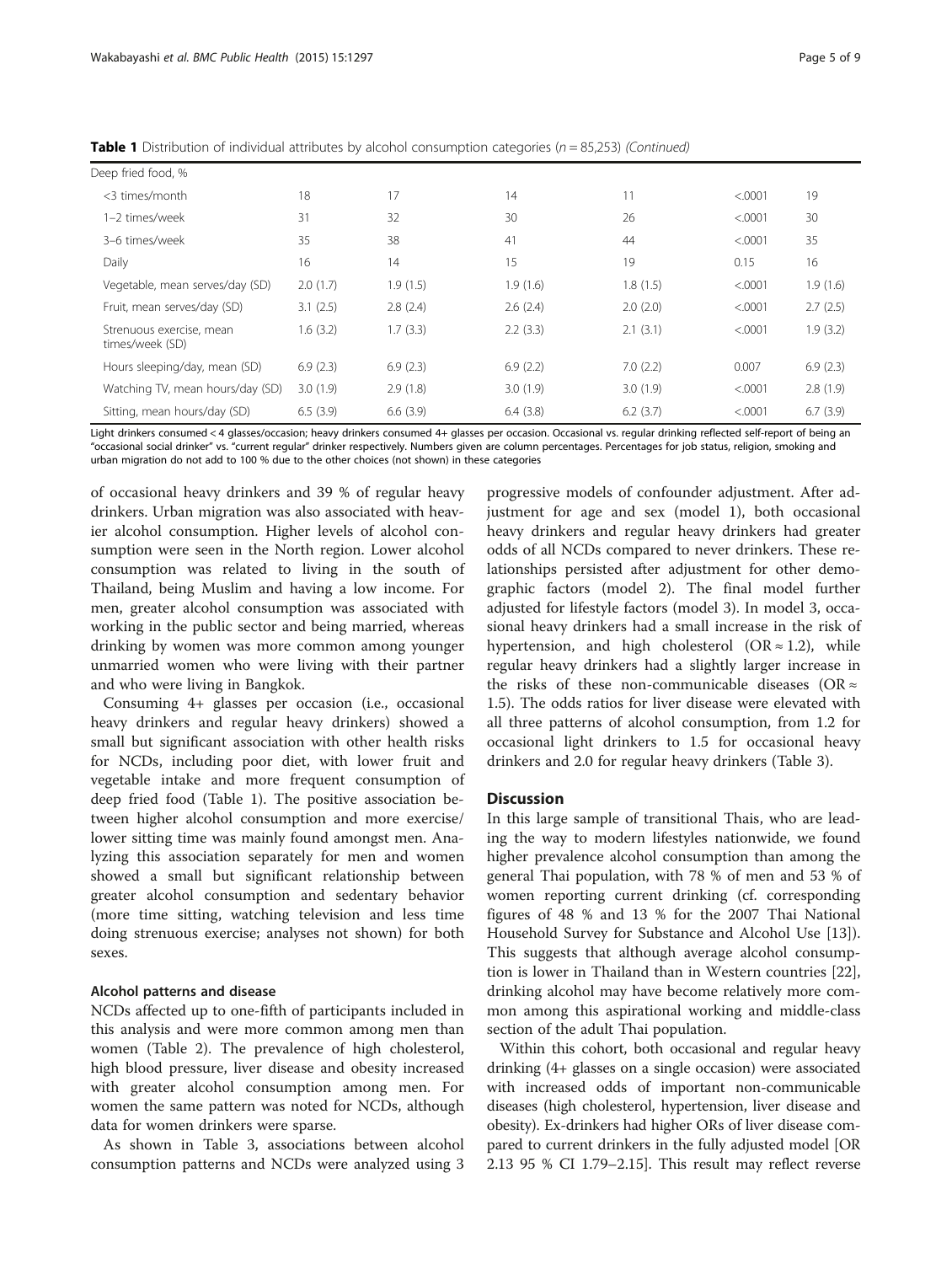**Table 1** Distribution of individual attributes by alcohol consumption categories (*n* = 85,253) *(Continued)*

| | | | | | | |
|---|---|---|---|---|---|---|
| Deep fried food, % | | | | | | |
| <3 times/month | 18 | 17 | 14 | 11 | <.0001 | 19 |
| 1–2 times/week | 31 | 32 | 30 | 26 | <.0001 | 30 |
| 3–6 times/week | 35 | 38 | 41 | 44 | <.0001 | 35 |
| Daily | 16 | 14 | 15 | 19 | 0.15 | 16 |
| Vegetable, mean serves/day (SD) | 2.0 (1.7) | 1.9 (1.5) | 1.9 (1.6) | 1.8 (1.5) | <.0001 | 1.9 (1.6) |
| Fruit, mean serves/day (SD) | 3.1 (2.5) | 2.8 (2.4) | 2.6 (2.4) | 2.0 (2.0) | <.0001 | 2.7 (2.5) |
| Strenuous exercise, mean times/week (SD) | 1.6 (3.2) | 1.7 (3.3) | 2.2 (3.3) | 2.1 (3.1) | <.0001 | 1.9 (3.2) |
| Hours sleeping/day, mean (SD) | 6.9 (2.3) | 6.9 (2.3) | 6.9 (2.2) | 7.0 (2.2) | 0.007 | 6.9 (2.3) |
| Watching TV, mean hours/day (SD) | 3.0 (1.9) | 2.9 (1.8) | 3.0 (1.9) | 3.0 (1.9) | <.0001 | 2.8 (1.9) |
| Sitting, mean hours/day (SD) | 6.5 (3.9) | 6.6 (3.9) | 6.4 (3.8) | 6.2 (3.7) | <.0001 | 6.7 (3.9) |

Light drinkers consumed < 4 glasses/occasion; heavy drinkers consumed 4+ glasses per occasion. Occasional vs. regular drinking reflected self-report of being an "occasional social drinker" vs. "current regular" drinker respectively. Numbers given are column percentages. Percentages for job status, religion, smoking and urban migration do not add to 100 % due to the other choices (not shown) in these categories

of occasional heavy drinkers and 39 % of regular heavy drinkers. Urban migration was also associated with heavier alcohol consumption. Higher levels of alcohol consumption were seen in the North region. Lower alcohol consumption was related to living in the south of Thailand, being Muslim and having a low income. For men, greater alcohol consumption was associated with working in the public sector and being married, whereas drinking by women was more common among younger unmarried women who were living with their partner and who were living in Bangkok.

Consuming 4+ glasses per occasion (i.e., occasional heavy drinkers and regular heavy drinkers) showed a small but significant association with other health risks for NCDs, including poor diet, with lower fruit and vegetable intake and more frequent consumption of deep fried food (Table 1). The positive association between higher alcohol consumption and more exercise/ lower sitting time was mainly found amongst men. Analyzing this association separately for men and women showed a small but significant relationship between greater alcohol consumption and sedentary behavior (more time sitting, watching television and less time doing strenuous exercise; analyses not shown) for both sexes.

### Alcohol patterns and disease

NCDs affected up to one-fifth of participants included in this analysis and were more common among men than women (Table 2). The prevalence of high cholesterol, high blood pressure, liver disease and obesity increased with greater alcohol consumption among men. For women the same pattern was noted for NCDs, although data for women drinkers were sparse.

As shown in Table 3, associations between alcohol consumption patterns and NCDs were analyzed using 3 progressive models of confounder adjustment. After adjustment for age and sex (model 1), both occasional heavy drinkers and regular heavy drinkers had greater odds of all NCDs compared to never drinkers. These relationships persisted after adjustment for other demographic factors (model 2). The final model further adjusted for lifestyle factors (model 3). In model 3, occasional heavy drinkers had a small increase in the risk of hypertension, and high cholesterol (OR ≈ 1.2), while regular heavy drinkers had a slightly larger increase in the risks of these non-communicable diseases (OR ≈ 1.5). The odds ratios for liver disease were elevated with all three patterns of alcohol consumption, from 1.2 for occasional light drinkers to 1.5 for occasional heavy drinkers and 2.0 for regular heavy drinkers (Table 3).

## Discussion

In this large sample of transitional Thais, who are leading the way to modern lifestyles nationwide, we found higher prevalence alcohol consumption than among the general Thai population, with 78 % of men and 53 % of women reporting current drinking (cf. corresponding figures of 48 % and 13 % for the 2007 Thai National Household Survey for Substance and Alcohol Use [13]). This suggests that although average alcohol consumption is lower in Thailand than in Western countries [22], drinking alcohol may have become relatively more common among this aspirational working and middle-class section of the adult Thai population.

Within this cohort, both occasional and regular heavy drinking (4+ glasses on a single occasion) were associated with increased odds of important non-communicable diseases (high cholesterol, hypertension, liver disease and obesity). Ex-drinkers had higher ORs of liver disease compared to current drinkers in the fully adjusted model [OR 2.13 95 % CI 1.79–2.15]. This result may reflect reverse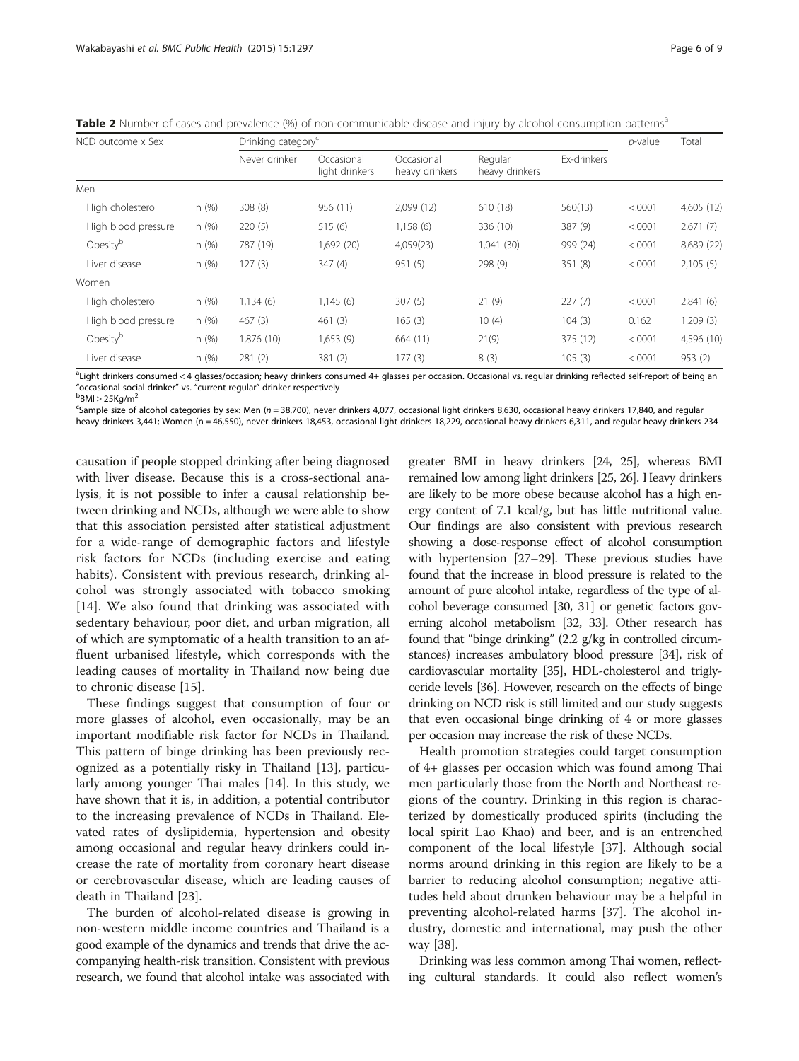**Table 2** Number of cases and prevalence (%) of non-communicable disease and injury by alcohol consumption patterns[a]

| NCD outcome x Sex | | Drinking category[c] | | | | | p-value | Total |
|---|---|---|---|---|---|---|---|---|
| | | Never drinker | Occasional light drinkers | Occasional heavy drinkers | Regular heavy drinkers | Ex-drinkers | | |
| Men | | | | | | | | |
| High cholesterol | n (%) | 308 (8) | 956 (11) | 2,099 (12) | 610 (18) | 560(13) | <.0001 | 4,605 (12) |
| High blood pressure | n (%) | 220 (5) | 515 (6) | 1,158 (6) | 336 (10) | 387 (9) | <.0001 | 2,671 (7) |
| Obesity[b] | n (%) | 787 (19) | 1,692 (20) | 4,059(23) | 1,041 (30) | 999 (24) | <.0001 | 8,689 (22) |
| Liver disease | n (%) | 127 (3) | 347 (4) | 951 (5) | 298 (9) | 351 (8) | <.0001 | 2,105 (5) |
| Women | | | | | | | | |
| High cholesterol | n (%) | 1,134 (6) | 1,145 (6) | 307 (5) | 21 (9) | 227 (7) | <.0001 | 2,841 (6) |
| High blood pressure | n (%) | 467 (3) | 461 (3) | 165 (3) | 10 (4) | 104 (3) | 0.162 | 1,209 (3) |
| Obesity[b] | n (%) | 1,876 (10) | 1,653 (9) | 664 (11) | 21(9) | 375 (12) | <.0001 | 4,596 (10) |
| Liver disease | n (%) | 281 (2) | 381 (2) | 177 (3) | 8 (3) | 105 (3) | <.0001 | 953 (2) |

[a]Light drinkers consumed < 4 glasses/occasion; heavy drinkers consumed 4+ glasses per occasion. Occasional vs. regular drinking reflected self-report of being an "occasional social drinker" vs. "current regular" drinker respectively

[b]BMI ≥ 25Kg/m$^2$

[c]Sample size of alcohol categories by sex: Men ($n$ = 38,700), never drinkers 4,077, occasional light drinkers 8,630, occasional heavy drinkers 17,840, and regular heavy drinkers 3,441; Women (n = 46,550), never drinkers 18,453, occasional light drinkers 18,229, occasional heavy drinkers 6,311, and regular heavy drinkers 234

causation if people stopped drinking after being diagnosed with liver disease. Because this is a cross-sectional analysis, it is not possible to infer a causal relationship between drinking and NCDs, although we were able to show that this association persisted after statistical adjustment for a wide-range of demographic factors and lifestyle risk factors for NCDs (including exercise and eating habits). Consistent with previous research, drinking alcohol was strongly associated with tobacco smoking [14]. We also found that drinking was associated with sedentary behaviour, poor diet, and urban migration, all of which are symptomatic of a health transition to an affluent urbanised lifestyle, which corresponds with the leading causes of mortality in Thailand now being due to chronic disease [15].

These findings suggest that consumption of four or more glasses of alcohol, even occasionally, may be an important modifiable risk factor for NCDs in Thailand. This pattern of binge drinking has been previously recognized as a potentially risky in Thailand [13], particularly among younger Thai males [14]. In this study, we have shown that it is, in addition, a potential contributor to the increasing prevalence of NCDs in Thailand. Elevated rates of dyslipidemia, hypertension and obesity among occasional and regular heavy drinkers could increase the rate of mortality from coronary heart disease or cerebrovascular disease, which are leading causes of death in Thailand [23].

The burden of alcohol-related disease is growing in non-western middle income countries and Thailand is a good example of the dynamics and trends that drive the accompanying health-risk transition. Consistent with previous research, we found that alcohol intake was associated with greater BMI in heavy drinkers [24, 25], whereas BMI remained low among light drinkers [25, 26]. Heavy drinkers are likely to be more obese because alcohol has a high energy content of 7.1 kcal/g, but has little nutritional value. Our findings are also consistent with previous research showing a dose-response effect of alcohol consumption with hypertension [27–29]. These previous studies have found that the increase in blood pressure is related to the amount of pure alcohol intake, regardless of the type of alcohol beverage consumed [30, 31] or genetic factors governing alcohol metabolism [32, 33]. Other research has found that "binge drinking" (2.2 g/kg in controlled circumstances) increases ambulatory blood pressure [34], risk of cardiovascular mortality [35], HDL-cholesterol and triglyceride levels [36]. However, research on the effects of binge drinking on NCD risk is still limited and our study suggests that even occasional binge drinking of 4 or more glasses per occasion may increase the risk of these NCDs.

Health promotion strategies could target consumption of 4+ glasses per occasion which was found among Thai men particularly those from the North and Northeast regions of the country. Drinking in this region is characterized by domestically produced spirits (including the local spirit Lao Khao) and beer, and is an entrenched component of the local lifestyle [37]. Although social norms around drinking in this region are likely to be a barrier to reducing alcohol consumption; negative attitudes held about drunken behaviour may be a helpful in preventing alcohol-related harms [37]. The alcohol industry, domestic and international, may push the other way [38].

Drinking was less common among Thai women, reflecting cultural standards. It could also reflect women's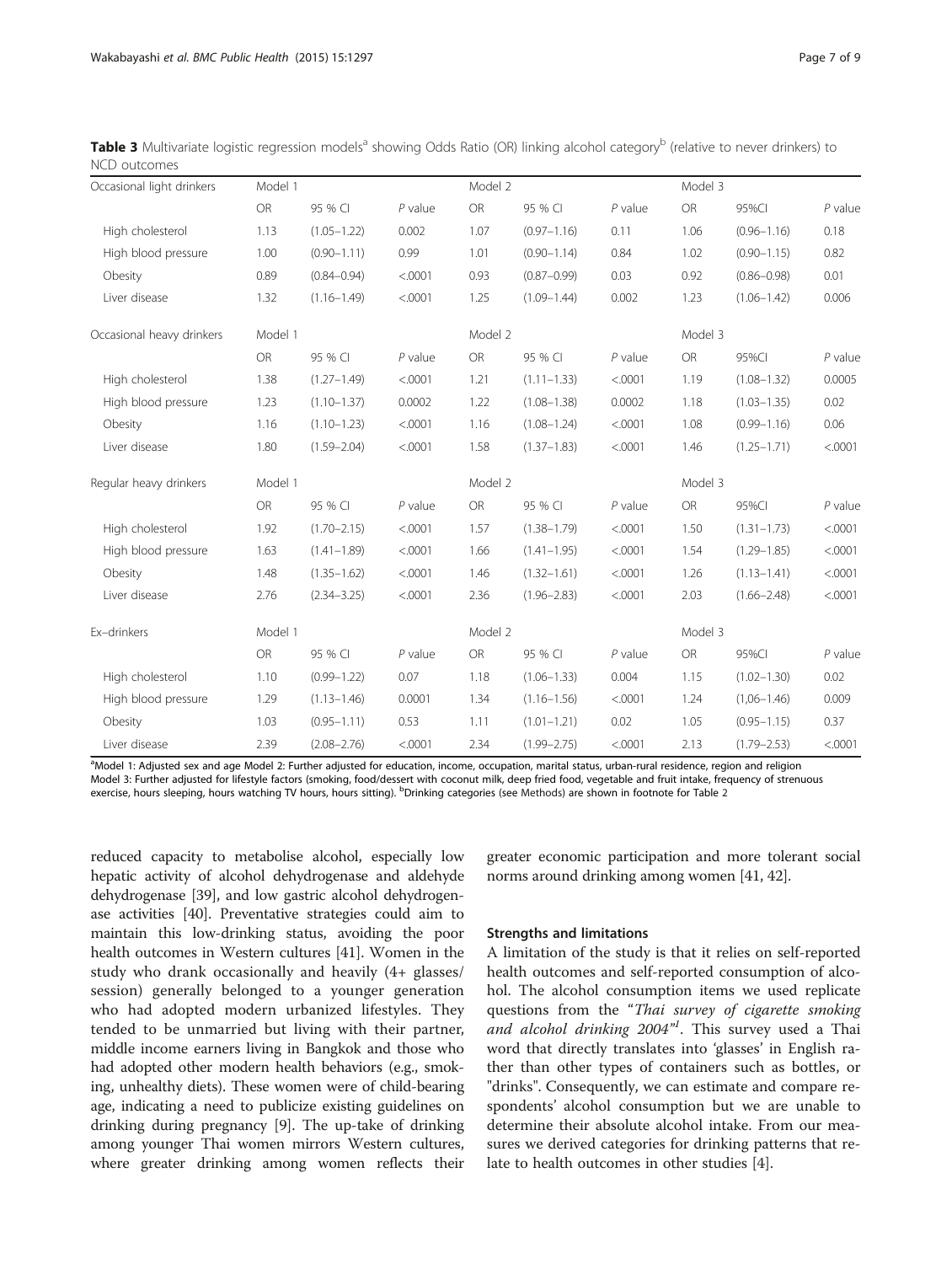**Table 3** Multivariate logistic regression models[a] showing Odds Ratio (OR) linking alcohol category[b] (relative to never drinkers) to NCD outcomes

| Occasional light drinkers | Model 1 | | | Model 2 | | | Model 3 | | |
|---|---|---|---|---|---|---|---|---|---|
| | OR | 95 % CI | *P* value | OR | 95 % CI | *P* value | OR | 95%CI | *P* value |
| High cholesterol | 1.13 | (1.05–1.22) | 0.002 | 1.07 | (0.97–1.16) | 0.11 | 1.06 | (0.96–1.16) | 0.18 |
| High blood pressure | 1.00 | (0.90–1.11) | 0.99 | 1.01 | (0.90–1.14) | 0.84 | 1.02 | (0.90–1.15) | 0.82 |
| Obesity | 0.89 | (0.84–0.94) | <.0001 | 0.93 | (0.87–0.99) | 0.03 | 0.92 | (0.86–0.98) | 0.01 |
| Liver disease | 1.32 | (1.16–1.49) | <.0001 | 1.25 | (1.09–1.44) | 0.002 | 1.23 | (1.06–1.42) | 0.006 |
| **Occasional heavy drinkers** | Model 1 | | | Model 2 | | | Model 3 | | |
| | OR | 95 % CI | *P* value | OR | 95 % CI | *P* value | OR | 95%CI | *P* value |
| High cholesterol | 1.38 | (1.27–1.49) | <.0001 | 1.21 | (1.11–1.33) | <.0001 | 1.19 | (1.08–1.32) | 0.0005 |
| High blood pressure | 1.23 | (1.10–1.37) | 0.0002 | 1.22 | (1.08–1.38) | 0.0002 | 1.18 | (1.03–1.35) | 0.02 |
| Obesity | 1.16 | (1.10–1.23) | <.0001 | 1.16 | (1.08–1.24) | <.0001 | 1.08 | (0.99–1.16) | 0.06 |
| Liver disease | 1.80 | (1.59–2.04) | <.0001 | 1.58 | (1.37–1.83) | <.0001 | 1.46 | (1.25–1.71) | <.0001 |
| **Regular heavy drinkers** | Model 1 | | | Model 2 | | | Model 3 | | |
| | OR | 95 % CI | *P* value | OR | 95 % CI | *P* value | OR | 95%CI | *P* value |
| High cholesterol | 1.92 | (1.70–2.15) | <.0001 | 1.57 | (1.38–1.79) | <.0001 | 1.50 | (1.31–1.73) | <.0001 |
| High blood pressure | 1.63 | (1.41–1.89) | <.0001 | 1.66 | (1.41–1.95) | <.0001 | 1.54 | (1.29–1.85) | <.0001 |
| Obesity | 1.48 | (1.35–1.62) | <.0001 | 1.46 | (1.32–1.61) | <.0001 | 1.26 | (1.13–1.41) | <.0001 |
| Liver disease | 2.76 | (2.34–3.25) | <.0001 | 2.36 | (1.96–2.83) | <.0001 | 2.03 | (1.66–2.48) | <.0001 |
| **Ex–drinkers** | Model 1 | | | Model 2 | | | Model 3 | | |
| | OR | 95 % CI | *P* value | OR | 95 % CI | *P* value | OR | 95%CI | *P* value |
| High cholesterol | 1.10 | (0.99–1.22) | 0.07 | 1.18 | (1.06–1.33) | 0.004 | 1.15 | (1.02–1.30) | 0.02 |
| High blood pressure | 1.29 | (1.13–1.46) | 0.0001 | 1.34 | (1.16–1.56) | <.0001 | 1.24 | (1,06–1.46) | 0.009 |
| Obesity | 1.03 | (0.95–1.11) | 0.53 | 1.11 | (1.01–1.21) | 0.02 | 1.05 | (0.95–1.15) | 0.37 |
| Liver disease | 2.39 | (2.08–2.76) | <.0001 | 2.34 | (1.99–2.75) | <.0001 | 2.13 | (1.79–2.53) | <.0001 |

[a]Model 1: Adjusted sex and age Model 2: Further adjusted for education, income, occupation, marital status, urban-rural residence, region and religion
Model 3: Further adjusted for lifestyle factors (smoking, food/dessert with coconut milk, deep fried food, vegetable and fruit intake, frequency of strenuous exercise, hours sleeping, hours watching TV hours, hours sitting). [b]Drinking categories (see Methods) are shown in footnote for Table 2

reduced capacity to metabolise alcohol, especially low hepatic activity of alcohol dehydrogenase and aldehyde dehydrogenase [39], and low gastric alcohol dehydrogenase activities [40]. Preventative strategies could aim to maintain this low-drinking status, avoiding the poor health outcomes in Western cultures [41]. Women in the study who drank occasionally and heavily (4+ glasses/session) generally belonged to a younger generation who had adopted modern urbanized lifestyles. They tended to be unmarried but living with their partner, middle income earners living in Bangkok and those who had adopted other modern health behaviors (e.g., smoking, unhealthy diets). These women were of child-bearing age, indicating a need to publicize existing guidelines on drinking during pregnancy [9]. The up-take of drinking among younger Thai women mirrors Western cultures, where greater drinking among women reflects their greater economic participation and more tolerant social norms around drinking among women [41, 42].

### Strengths and limitations

A limitation of the study is that it relies on self-reported health outcomes and self-reported consumption of alcohol. The alcohol consumption items we used replicate questions from the "*Thai survey of cigarette smoking and alcohol drinking 2004*"[1]. This survey used a Thai word that directly translates into 'glasses' in English rather than other types of containers such as bottles, or "drinks". Consequently, we can estimate and compare respondents' alcohol consumption but we are unable to determine their absolute alcohol intake. From our measures we derived categories for drinking patterns that relate to health outcomes in other studies [4].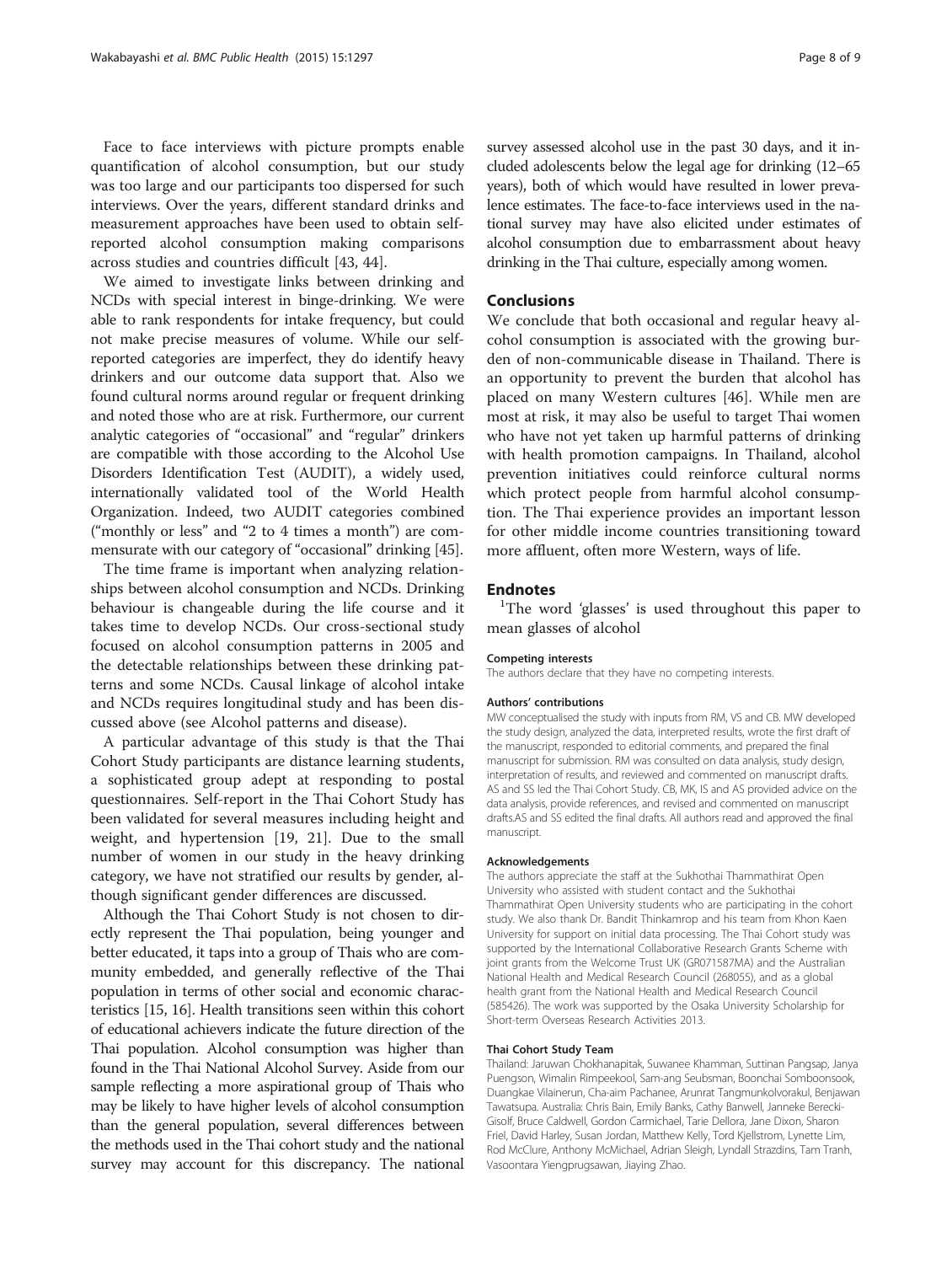Face to face interviews with picture prompts enable quantification of alcohol consumption, but our study was too large and our participants too dispersed for such interviews. Over the years, different standard drinks and measurement approaches have been used to obtain self-reported alcohol consumption making comparisons across studies and countries difficult [43, 44].

We aimed to investigate links between drinking and NCDs with special interest in binge-drinking. We were able to rank respondents for intake frequency, but could not make precise measures of volume. While our self-reported categories are imperfect, they do identify heavy drinkers and our outcome data support that. Also we found cultural norms around regular or frequent drinking and noted those who are at risk. Furthermore, our current analytic categories of "occasional" and "regular" drinkers are compatible with those according to the Alcohol Use Disorders Identification Test (AUDIT), a widely used, internationally validated tool of the World Health Organization. Indeed, two AUDIT categories combined ("monthly or less" and "2 to 4 times a month") are commensurate with our category of "occasional" drinking [45].

The time frame is important when analyzing relationships between alcohol consumption and NCDs. Drinking behaviour is changeable during the life course and it takes time to develop NCDs. Our cross-sectional study focused on alcohol consumption patterns in 2005 and the detectable relationships between these drinking patterns and some NCDs. Causal linkage of alcohol intake and NCDs requires longitudinal study and has been discussed above (see Alcohol patterns and disease).

A particular advantage of this study is that the Thai Cohort Study participants are distance learning students, a sophisticated group adept at responding to postal questionnaires. Self-report in the Thai Cohort Study has been validated for several measures including height and weight, and hypertension [19, 21]. Due to the small number of women in our study in the heavy drinking category, we have not stratified our results by gender, although significant gender differences are discussed.

Although the Thai Cohort Study is not chosen to directly represent the Thai population, being younger and better educated, it taps into a group of Thais who are community embedded, and generally reflective of the Thai population in terms of other social and economic characteristics [15, 16]. Health transitions seen within this cohort of educational achievers indicate the future direction of the Thai population. Alcohol consumption was higher than found in the Thai National Alcohol Survey. Aside from our sample reflecting a more aspirational group of Thais who may be likely to have higher levels of alcohol consumption than the general population, several differences between the methods used in the Thai cohort study and the national survey may account for this discrepancy. The national survey assessed alcohol use in the past 30 days, and it included adolescents below the legal age for drinking (12–65 years), both of which would have resulted in lower prevalence estimates. The face-to-face interviews used in the national survey may have also elicited under estimates of alcohol consumption due to embarrassment about heavy drinking in the Thai culture, especially among women.

## Conclusions

We conclude that both occasional and regular heavy alcohol consumption is associated with the growing burden of non-communicable disease in Thailand. There is an opportunity to prevent the burden that alcohol has placed on many Western cultures [46]. While men are most at risk, it may also be useful to target Thai women who have not yet taken up harmful patterns of drinking with health promotion campaigns. In Thailand, alcohol prevention initiatives could reinforce cultural norms which protect people from harmful alcohol consumption. The Thai experience provides an important lesson for other middle income countries transitioning toward more affluent, often more Western, ways of life.

## Endnotes

[1]The word 'glasses' is used throughout this paper to mean glasses of alcohol

#### Competing interests

The authors declare that they have no competing interests.

#### Authors' contributions

MW conceptualised the study with inputs from RM, VS and CB. MW developed the study design, analyzed the data, interpreted results, wrote the first draft of the manuscript, responded to editorial comments, and prepared the final manuscript for submission. RM was consulted on data analysis, study design, interpretation of results, and reviewed and commented on manuscript drafts. AS and SS led the Thai Cohort Study. CB, MK, IS and AS provided advice on the data analysis, provide references, and revised and commented on manuscript drafts.AS and SS edited the final drafts. All authors read and approved the final manuscript.

#### Acknowledgements

The authors appreciate the staff at the Sukhothai Thammathirat Open University who assisted with student contact and the Sukhothai Thammathirat Open University students who are participating in the cohort study. We also thank Dr. Bandit Thinkamrop and his team from Khon Kaen University for support on initial data processing. The Thai Cohort study was supported by the International Collaborative Research Grants Scheme with joint grants from the Welcome Trust UK (GR071587MA) and the Australian National Health and Medical Research Council (268055), and as a global health grant from the National Health and Medical Research Council (585426). The work was supported by the Osaka University Scholarship for Short-term Overseas Research Activities 2013.

#### Thai Cohort Study Team

Thailand: Jaruwan Chokhanapitak, Suwanee Khamman, Suttinan Pangsap, Janya Puengson, Wimalin Rimpeekool, Sam-ang Seubsman, Boonchai Somboonsook, Duangkae Vilainerun, Cha-aim Pachanee, Arunrat Tangmunkolvorakul, Benjawan Tawatsupa. Australia: Chris Bain, Emily Banks, Cathy Banwell, Janneke Berecki-Gisolf, Bruce Caldwell, Gordon Carmichael, Tarie Dellora, Jane Dixon, Sharon Friel, David Harley, Susan Jordan, Matthew Kelly, Tord Kjellstrom, Lynette Lim, Rod McClure, Anthony McMichael, Adrian Sleigh, Lyndall Strazdins, Tam Tranh, Vasoontara Yiengprugsawan, Jiaying Zhao.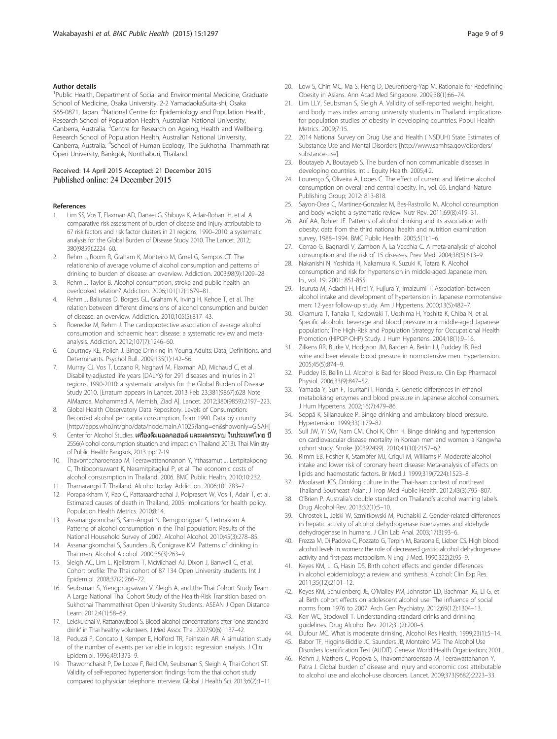### Author details

[1]Public Health, Department of Social and Environmental Medicine, Graduate School of Medicine, Osaka University, 2-2 YamadaokaSuita-shi, Osaka 565-0871, Japan. [2]National Centre for Epidemiology and Population Health, Research School of Population Health, Australian National University, Canberra, Australia. [3]Centre for Research on Ageing, Health and Wellbeing, Research School of Population Health, Australian National University, Canberra, Australia. [4]School of Human Ecology, The Sukhothai Thammathirat Open University, Bankgok, Nonthaburi, Thailand.

Received: 14 April 2015 Accepted: 21 December 2015
Published online: 24 December 2015

### References

1. Lim SS, Vos T, Flaxman AD, Danaei G, Shibuya K, Adair-Rohani H, et al. A comparative risk assessment of burden of disease and injury attributable to 67 risk factors and risk factor clusters in 21 regions, 1990–2010: a systematic analysis for the Global Burden of Disease Study 2010. The Lancet. 2012; 380(9859):2224–60.
2. Rehm J, Room R, Graham K, Monteiro M, Gmel G, Sempos CT. The relationship of average volume of alcohol consumption and patterns of drinking to burden of disease: an overview. Addiction. 2003;98(9):1209–28.
3. Rehm J, Taylor B. Alcohol consumption, stroke and public health–an overlooked relation? Addiction. 2006;101(12):1679–81.
4. Rehm J, Baliunas D, Borges GL, Graham K, Irving H, Kehoe T, et al. The relation between different dimensions of alcohol consumption and burden of disease: an overview. Addiction. 2010;105(5):817–43.
5. Roerecke M, Rehm J. The cardioprotective association of average alcohol consumption and ischaemic heart disease: a systematic review and meta-analysis. Addiction. 2012;107(7):1246–60.
6. Courtney KE, Polich J. Binge Drinking in Young Adults: Data, Definitions, and Determinants. Psychol Bull. 2009;135(1):142–56.
7. Murray CJ, Vos T, Lozano R, Naghavi M, Flaxman AD, Michaud C, et al. Disability-adjusted life years (DALYs) for 291 diseases and injuries in 21 regions, 1990-2010: a systematic analysis for the Global Burden of Disease Study 2010. [Erratum appears in Lancet. 2013 Feb 23;381(9867):628 Note: AlMazroa, Mohammad A, Memish, Ziad A]. Lancet. 2012;380(9859):2197–223.
8. Global Health Observatory Data Repository. Levels of Consumption: Recorded alcohol per capita consumption, from 1990. Data by country [http://apps.who.int/gho/data/node.main.A1025?lang=en&showonly=GISAH]
9. Center for Alcohol Studies. เครื่องดื่มแอลกอฮอล์ และผลกระทบ ในประเทศไทย ปี 2556(Alcohol consumption situation and impact on Thailand 2013). Thai Ministry of Public Health: Bangkok, 2013. pp17-19
10. Thavorncharoensap M, Teerawattananon Y, Ythasamut J, Lertpitakpong C, Thitiboonsuwant K, Neramitpitagkul P, et al. The economic costs of alcohol consusmption in Thailand, 2006. BMC Public Health. 2010;10:232.
11. Thamarangsi T. Thailand. Alcohol today. Addiction. 2006;101:783–7.
12. Porapakkham Y, Rao C, Pattaraarchachai J, Polprasert W, Vos T, Adair T, et al. Estimated causes of death in Thailand, 2005: implications for health policy. Population Health Metrics. 2010;8:14.
13. Assanangkornchai S, Sam-Angsri N, Rerngpongpan S, Lertnakorn A. Patterns of alcohol consumption in the Thai population: Results of the National Household Survey of 2007. Alcohol Alcohol. 2010;45(3):278–85.
14. Assanangkornchai S, Saunders JB, Conigrave KM. Patterns of drinking in Thai men. Alcohol Alcohol. 2000;35(3):263–9.
15. Sleigh AC, Lim L, Kjellstrom T, McMichael AJ, Dixon J, Banwell C, et al. Cohort profile: The Thai cohort of 87 134 Open University students. Int J Epidemiol. 2008;37(2):266–72.
16. Seubsman S, Yiengprugsawan V, Sleigh A, and the Thai Cohort Study Team. A Large National Thai Cohort Study of the Health-Risk Transition based on Sukhothai Thammathirat Open University Students. ASEAN J Open Distance Learn. 2012;4(1):58–69.
17. Lekskulchai V, Rattanawibool S. Blood alcohol concentrations after "one standard drink" in Thai healthy volunteers. J Med Assoc Thai. 2007;90(6):1137–42.
18. Peduzzi P, Concato J, Kemper E, Holford TR, Feinstein AR. A simulation study of the number of events per variable in logistic regression analysis. J Clin Epidemiol. 1996;49:1373–9.
19. Thawornchaisit P, De Looze F, Reid CM, Seubsman S, Sleigh A, Thai Cohort ST. Validity of self-reported hypertension: findings from the thai cohort study compared to physician telephone interview. Global J Health Sci. 2013;6(2):1–11.
20. Low S, Chin MC, Ma S, Heng D, Deurenberg-Yap M. Rationale for Redefining Obesity in Asians. Ann Acad Med Singapore. 2009;38(1):66–74.
21. Lim LLY, Seubsman S, Sleigh A. Validity of self-reported weight, height, and body mass index among university students in Thailand: implications for population studies of obesity in developing countries. Popul Health Metrics. 2009;7:15.
22. 2014 National Survey on Drug Use and Health ( NSDUH) State Estimates of Substance Use and Mental Disorders [http://www.samhsa.gov/disorders/substance-use].
23. Boutayeb A, Boutayeb S. The burden of non communicable diseases in developing countries. Int J Equity Health. 2005;4:2.
24. Lourenço S, Oliveira A, Lopes C. The effect of current and lifetime alcohol consumption on overall and central obesity. In., vol. 66. England: Nature Publishing Group; 2012: 813-818.
25. Sayon-Orea C, Martinez-Gonzalez M, Bes-Rastrollo M. Alcohol consumption and body weight: a systematic review. Nutr Rev. 2011;69(8):419–31.
26. Arif AA, Rohrer JE. Patterns of alcohol drinking and its association with obesity: data from the third national health and nutrition examination survey, 1988–1994. BMC Public Health. 2005;5(1):1–6.
27. Corrao G, Bagnardi V, Zambon A, La Vecchia C. A meta-analysis of alcohol consumption and the risk of 15 diseases. Prev Med. 2004;38(5):613–9.
28. Nakanishi N, Yoshida H, Nakamura K, Suzuki K, Tatara K. Alcohol consumption and risk for hypertension in middle-aged Japanese men. In., vol. 19; 2001: 851-855.
29. Tsuruta M, Adachi H, Hirai Y, Fujiura Y, Imaizumi T. Association between alcohol intake and development of hypertension in Japanese normotensive men: 12-year follow-up study. Am J Hypertens. 2000;13(5):482–7.
30. Okamura T, Tanaka T, Kadowaki T, Ueshima H, Yoshita K, Chiba N, et al. Specific alcoholic beverage and blood pressure in a middle-aged Japanese population: The High-Risk and Population Strategy for Occupational Health Promotion (HIPOP-OHP) Study. J Hum Hypertens. 2004;18(1):9–16.
31. Zilkens RR, Burke V, Hodgson JM, Barden A, Beilin LJ, Puddey IB. Red wine and beer elevate blood pressure in normotensive men. Hypertension. 2005;45(5):874–9.
32. Puddey IB, Beilin LJ. Alcohol is Bad for Blood Pressure. Clin Exp Pharmacol Physiol. 2006;33(9):847–52.
33. Yamada Y, Sun F, Tsuritani I, Honda R. Genetic differences in ethanol metabolizing enzymes and blood pressure in Japanese alcohol consumers. J Hum Hypertens. 2002;16(7):479–86.
34. Seppä K, Sillanaukee P. Binge drinking and ambulatory blood pressure. Hypertension. 1999;33(1):79–82.
35. Sull JW, Yi SW, Nam CM, Choi K, Ohrr H. Binge drinking and hypertension on cardiovascular disease mortality in Korean men and women: a Kangwha cohort study. Stroke (00392499). 2010;41(10):2157–62.
36. Rimm EB, Fosher K, Stampfer MJ, Criqui M, Williams P. Moderate alcohol intake and lower risk of coronary heart disease: Meta-analysis of effects on lipids and haemostatic factors. Br Med J. 1999;319(7224):1523–8.
37. Moolasart JCS. Drinking culture in the Thai-Isaan context of northeast Thailand Southeast Asian. J Trop Med Public Health. 2012;43(3):795–807.
38. O'Brien P. Australia's double standard on Thailand's alcohol warning labels. Drug Alcohol Rev. 2013;32(1):5–10.
39. Chrostek L, Jelski W, Szmitkowski M, Puchalski Z. Gender-related differences in hepatic activity of alcohol dehydrogenase isoenzymes and aldehyde dehydrogenase in humans. J Clin Lab Anal. 2003;17(3):93–6.
40. Frezza M, Di Padova C, Pozzato G, Terpin M, Baraona E, Lieber CS. High blood alcohol levels in women: the role of decreased gastric alcohol dehydrogenase activity and first-pass metabolism. N Engl J Med. 1990;322(2):95–9.
41. Keyes KM, Li G, Hasin DS. Birth cohort effects and gender differences in alcohol epidemiology: a review and synthesis. Alcohol: Clin Exp Res. 2011;35(12):2101–12.
42. Keyes KM, Schulenberg JE, O'Malley PM, Johnston LD, Bachman JG, Li G, et al. Birth cohort effects on adolescent alcohol use: The influence of social norms from 1976 to 2007. Arch Gen Psychiatry. 2012;69(12):1304–13.
43. Kerr WC, Stockwell T. Understanding standard drinks and drinking guidelines. Drug Alcohol Rev. 2012;31(2):200–5.
44. Dufour MC. What is moderate drinking. Alcohol Res Health. 1999;23(1):5–14.
45. Babor TF, Higgins-Biddle JC, Saunders JB, Monteiro MG. The Alcohol Use Disorders Identification Test (AUDIT). Geneva: World Health Organization; 2001.
46. Rehm J, Mathers C, Popova S, Thavorncharoensap M, Teerawattananon Y, Patra J. Global burden of disease and injury and economic cost attributable to alcohol use and alcohol-use disorders. Lancet. 2009;373(9682):2223–33.